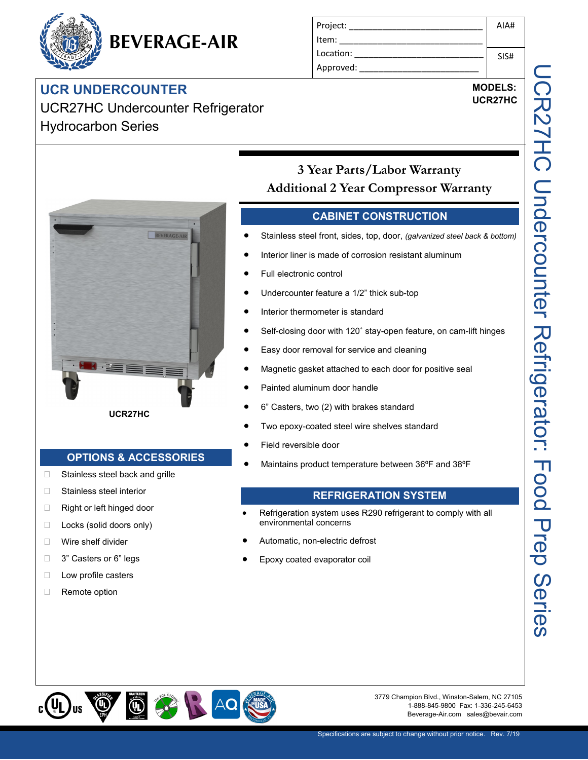**BEVERAGE-AIR**

| Project: ______________________________ | AIA# |
|---|---|
| Item: ______________________________ | |
| Location: ______________________________ | SIS# |
| Approved: ______________________________ | |

# UCR UNDERCOUNTER

## UCR27HC Undercounter Refrigerator
## Hydrocarbon Series

**MODELS:**
**UCR27HC**

UCR27HC Undercounter Refrigerator: Food Prep Series

**3 Year Parts/Labor Warranty**
**Additional 2 Year Compressor Warranty**

UCR27HC

### CABINET CONSTRUCTION

- Stainless steel front, sides, top, door, *(galvanized steel back & bottom)*
- Interior liner is made of corrosion resistant aluminum
- Full electronic control
- Undercounter feature a 1/2" thick sub-top
- Interior thermometer is standard
- Self-closing door with 120˚ stay-open feature, on cam-lift hinges
- Easy door removal for service and cleaning
- Magnetic gasket attached to each door for positive seal
- Painted aluminum door handle
- 6" Casters, two (2) with brakes standard
- Two epoxy-coated steel wire shelves standard
- Field reversible door
- Maintains product temperature between 36ºF and 38ºF

### REFRIGERATION SYSTEM

- Refrigeration system uses R290 refrigerant to comply with all environmental concerns
- Automatic, non-electric defrost
- Epoxy coated evaporator coil

### OPTIONS & ACCESSORIES

- ☐ Stainless steel back and grille
- ☐ Stainless steel interior
- ☐ Right or left hinged door
- ☐ Locks (solid doors only)
- ☐ Wire shelf divider
- ☐ 3" Casters or 6" legs
- ☐ Low profile casters
- ☐ Remote option

3779 Champion Blvd., Winston-Salem, NC 27105
1-888-845-9800 Fax: 1-336-245-6453
Beverage-Air.com sales@bevair.com

Specifications are subject to change without prior notice. Rev. 7/19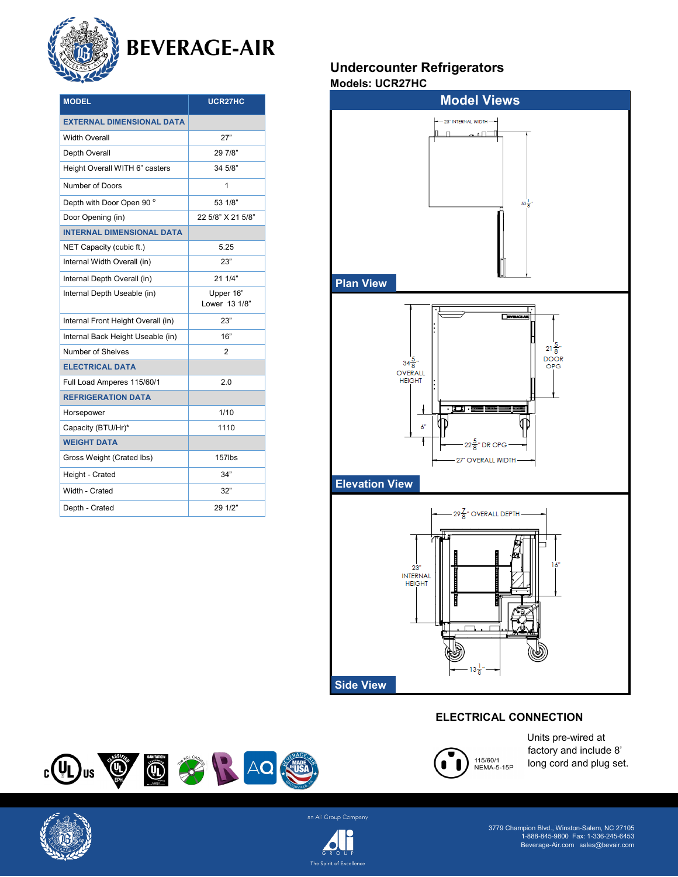# BEVERAGE-AIR

## Undercounter Refrigerators

**Models: UCR27HC**

| MODEL | UCR27HC |
|---|---|
| **EXTERNAL DIMENSIONAL DATA** | |
| Width Overall | 27" |
| Depth Overall | 29 7/8" |
| Height Overall WITH 6" casters | 34 5/8" |
| Number of Doors | 1 |
| Depth with Door Open 90 ° | 53 1/8" |
| Door Opening (in) | 22 5/8" X 21 5/8" |
| **INTERNAL DIMENSIONAL DATA** | |
| NET Capacity (cubic ft.) | 5.25 |
| Internal Width Overall (in) | 23" |
| Internal Depth Overall (in) | 21 1/4" |
| Internal Depth Useable (in) | Upper 16" Lower 13 1/8" |
| Internal Front Height Overall (in) | 23" |
| Internal Back Height Useable (in) | 16" |
| Number of Shelves | 2 |
| **ELECTRICAL DATA** | |
| Full Load Amperes 115/60/1 | 2.0 |
| **REFRIGERATION DATA** | |
| Horsepower | 1/10 |
| Capacity (BTU/Hr)* | 1110 |
| **WEIGHT DATA** | |
| Gross Weight (Crated lbs) | 157lbs |
| Height - Crated | 34" |
| Width - Crated | 32" |
| Depth - Crated | 29 1/2" |

## Model Views

### Plan View

23" INTERNAL WIDTH

53 1/8"

### Elevation View

34 5/8" OVERALL HEIGHT

21 5/8" DOOR OPG

6"

22 5/8" DR OPG

27" OVERALL WIDTH

### Side View

29 7/8" OVERALL DEPTH

23" INTERNAL HEIGHT

16"

13 1/8"

## ELECTRICAL CONNECTION

115/60/1
NEMA-5-15P

Units pre-wired at factory and include 8' long cord and plug set.

an Ali Group Company

The Spirit of Excellence

3779 Champion Blvd., Winston-Salem, NC 27105
1-888-845-9800 Fax: 1-336-245-6453
Beverage-Air.com sales@bevair.com